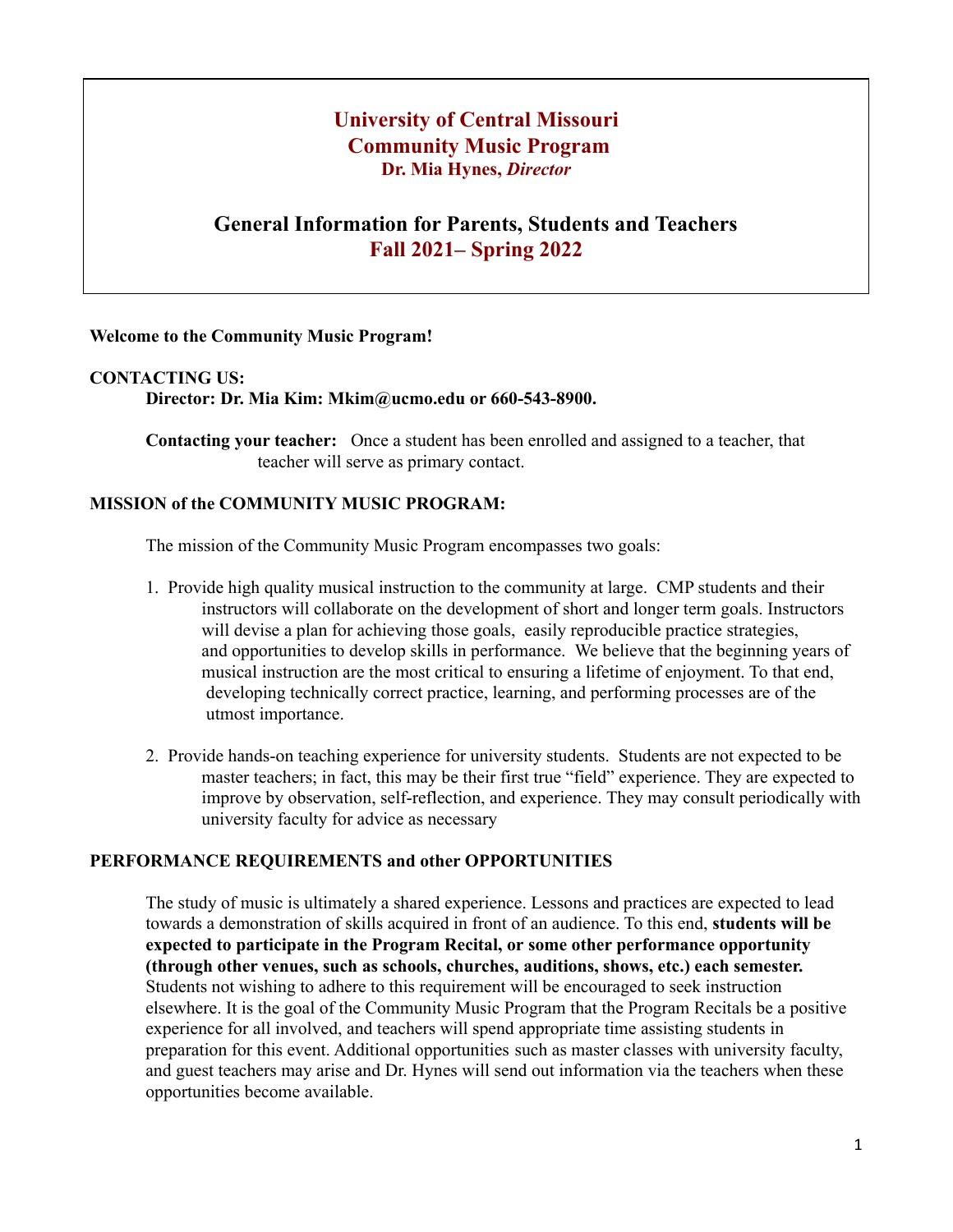# University of Central Missouri
# Community Music Program
**Dr. Mia Hynes, *Director***

## General Information for Parents, Students and Teachers
## Fall 2021– Spring 2022

**Welcome to the Community Music Program!**

**CONTACTING US:**

**Director: Dr. Mia Kim: Mkim@ucmo.edu or 660-543-8900.**

**Contacting your teacher:** Once a student has been enrolled and assigned to a teacher, that teacher will serve as primary contact.

**MISSION of the COMMUNITY MUSIC PROGRAM:**

The mission of the Community Music Program encompasses two goals:

1. Provide high quality musical instruction to the community at large. CMP students and their instructors will collaborate on the development of short and longer term goals. Instructors will devise a plan for achieving those goals, easily reproducible practice strategies, and opportunities to develop skills in performance. We believe that the beginning years of musical instruction are the most critical to ensuring a lifetime of enjoyment. To that end, developing technically correct practice, learning, and performing processes are of the utmost importance.
2. Provide hands-on teaching experience for university students. Students are not expected to be master teachers; in fact, this may be their first true "field" experience. They are expected to improve by observation, self-reflection, and experience. They may consult periodically with university faculty for advice as necessary

**PERFORMANCE REQUIREMENTS and other OPPORTUNITIES**

The study of music is ultimately a shared experience. Lessons and practices are expected to lead towards a demonstration of skills acquired in front of an audience. To this end, **students will be expected to participate in the Program Recital, or some other performance opportunity (through other venues, such as schools, churches, auditions, shows, etc.) each semester.** Students not wishing to adhere to this requirement will be encouraged to seek instruction elsewhere. It is the goal of the Community Music Program that the Program Recitals be a positive experience for all involved, and teachers will spend appropriate time assisting students in preparation for this event. Additional opportunities such as master classes with university faculty, and guest teachers may arise and Dr. Hynes will send out information via the teachers when these opportunities become available.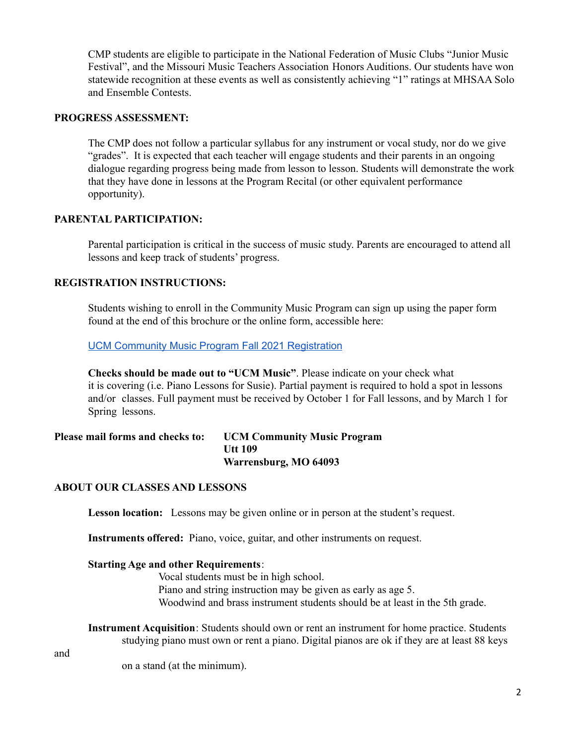CMP students are eligible to participate in the National Federation of Music Clubs "Junior Music Festival", and the Missouri Music Teachers Association Honors Auditions. Our students have won statewide recognition at these events as well as consistently achieving "1" ratings at MHSAA Solo and Ensemble Contests.

**PROGRESS ASSESSMENT:**

The CMP does not follow a particular syllabus for any instrument or vocal study, nor do we give "grades". It is expected that each teacher will engage students and their parents in an ongoing dialogue regarding progress being made from lesson to lesson. Students will demonstrate the work that they have done in lessons at the Program Recital (or other equivalent performance opportunity).

**PARENTAL PARTICIPATION:**

Parental participation is critical in the success of music study. Parents are encouraged to attend all lessons and keep track of students' progress.

**REGISTRATION INSTRUCTIONS:**

Students wishing to enroll in the Community Music Program can sign up using the paper form found at the end of this brochure or the online form, accessible here:

UCM Community Music Program Fall 2021 Registration

**Checks should be made out to "UCM Music"**. Please indicate on your check what it is covering (i.e. Piano Lessons for Susie). Partial payment is required to hold a spot in lessons and/or classes. Full payment must be received by October 1 for Fall lessons, and by March 1 for Spring lessons.

**Please mail forms and checks to:** **UCM Community Music Program**
**Utt 109**
**Warrensburg, MO 64093**

**ABOUT OUR CLASSES AND LESSONS**

**Lesson location:** Lessons may be given online or in person at the student's request.

**Instruments offered:** Piano, voice, guitar, and other instruments on request.

**Starting Age and other Requirements**:

Vocal students must be in high school.
Piano and string instruction may be given as early as age 5.
Woodwind and brass instrument students should be at least in the 5th grade.

**Instrument Acquisition**: Students should own or rent an instrument for home practice. Students studying piano must own or rent a piano. Digital pianos are ok if they are at least 88 keys and on a stand (at the minimum).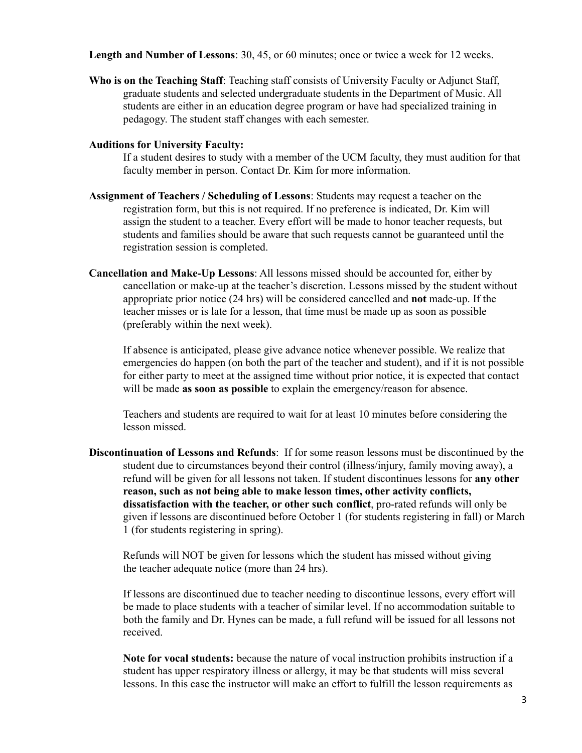**Length and Number of Lessons**: 30, 45, or 60 minutes; once or twice a week for 12 weeks.

**Who is on the Teaching Staff**: Teaching staff consists of University Faculty or Adjunct Staff, graduate students and selected undergraduate students in the Department of Music. All students are either in an education degree program or have had specialized training in pedagogy. The student staff changes with each semester.

**Auditions for University Faculty:**

If a student desires to study with a member of the UCM faculty, they must audition for that faculty member in person. Contact Dr. Kim for more information.

**Assignment of Teachers / Scheduling of Lessons**: Students may request a teacher on the registration form, but this is not required. If no preference is indicated, Dr. Kim will assign the student to a teacher. Every effort will be made to honor teacher requests, but students and families should be aware that such requests cannot be guaranteed until the registration session is completed.

**Cancellation and Make-Up Lessons**: All lessons missed should be accounted for, either by cancellation or make-up at the teacher's discretion. Lessons missed by the student without appropriate prior notice (24 hrs) will be considered cancelled and **not** made-up. If the teacher misses or is late for a lesson, that time must be made up as soon as possible (preferably within the next week).

If absence is anticipated, please give advance notice whenever possible. We realize that emergencies do happen (on both the part of the teacher and student), and if it is not possible for either party to meet at the assigned time without prior notice, it is expected that contact will be made **as soon as possible** to explain the emergency/reason for absence.

Teachers and students are required to wait for at least 10 minutes before considering the lesson missed.

**Discontinuation of Lessons and Refunds**: If for some reason lessons must be discontinued by the student due to circumstances beyond their control (illness/injury, family moving away), a refund will be given for all lessons not taken. If student discontinues lessons for **any other reason, such as not being able to make lesson times, other activity conflicts, dissatisfaction with the teacher, or other such conflict**, pro-rated refunds will only be given if lessons are discontinued before October 1 (for students registering in fall) or March 1 (for students registering in spring).

Refunds will NOT be given for lessons which the student has missed without giving the teacher adequate notice (more than 24 hrs).

If lessons are discontinued due to teacher needing to discontinue lessons, every effort will be made to place students with a teacher of similar level. If no accommodation suitable to both the family and Dr. Hynes can be made, a full refund will be issued for all lessons not received.

**Note for vocal students:** because the nature of vocal instruction prohibits instruction if a student has upper respiratory illness or allergy, it may be that students will miss several lessons. In this case the instructor will make an effort to fulfill the lesson requirements as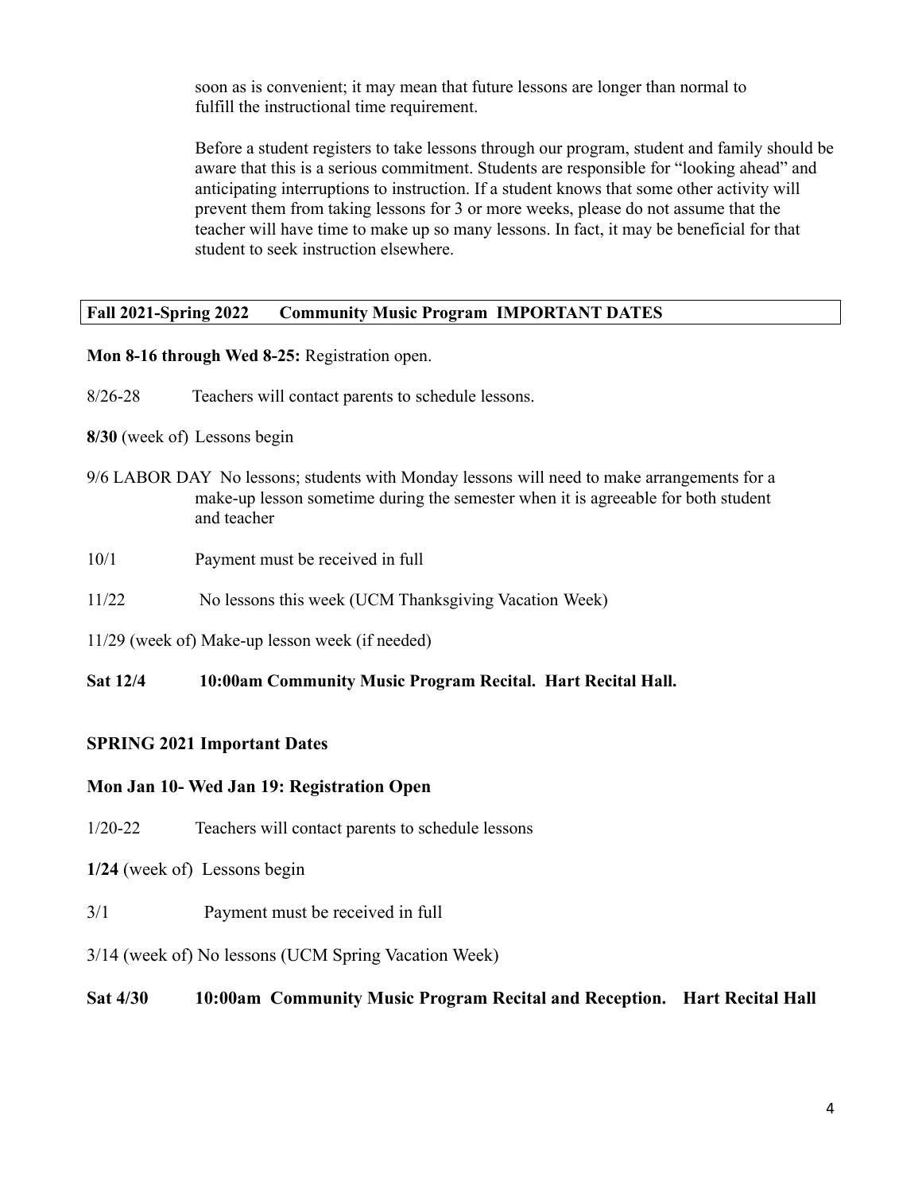soon as is convenient; it may mean that future lessons are longer than normal to fulfill the instructional time requirement.

Before a student registers to take lessons through our program, student and family should be aware that this is a serious commitment. Students are responsible for "looking ahead" and anticipating interruptions to instruction. If a student knows that some other activity will prevent them from taking lessons for 3 or more weeks, please do not assume that the teacher will have time to make up so many lessons. In fact, it may be beneficial for that student to seek instruction elsewhere.

## Fall 2021-Spring 2022 Community Music Program IMPORTANT DATES

**Mon 8-16 through Wed 8-25:** Registration open.

8/26-28 Teachers will contact parents to schedule lessons.

**8/30** (week of) Lessons begin

9/6 LABOR DAY No lessons; students with Monday lessons will need to make arrangements for a make-up lesson sometime during the semester when it is agreeable for both student and teacher

10/1 Payment must be received in full

11/22 No lessons this week (UCM Thanksgiving Vacation Week)

11/29 (week of) Make-up lesson week (if needed)

**Sat 12/4 10:00am Community Music Program Recital. Hart Recital Hall.**

### SPRING 2021 Important Dates

**Mon Jan 10- Wed Jan 19: Registration Open**

1/20-22 Teachers will contact parents to schedule lessons

**1/24** (week of) Lessons begin

3/1 Payment must be received in full

3/14 (week of) No lessons (UCM Spring Vacation Week)

**Sat 4/30 10:00am Community Music Program Recital and Reception. Hart Recital Hall**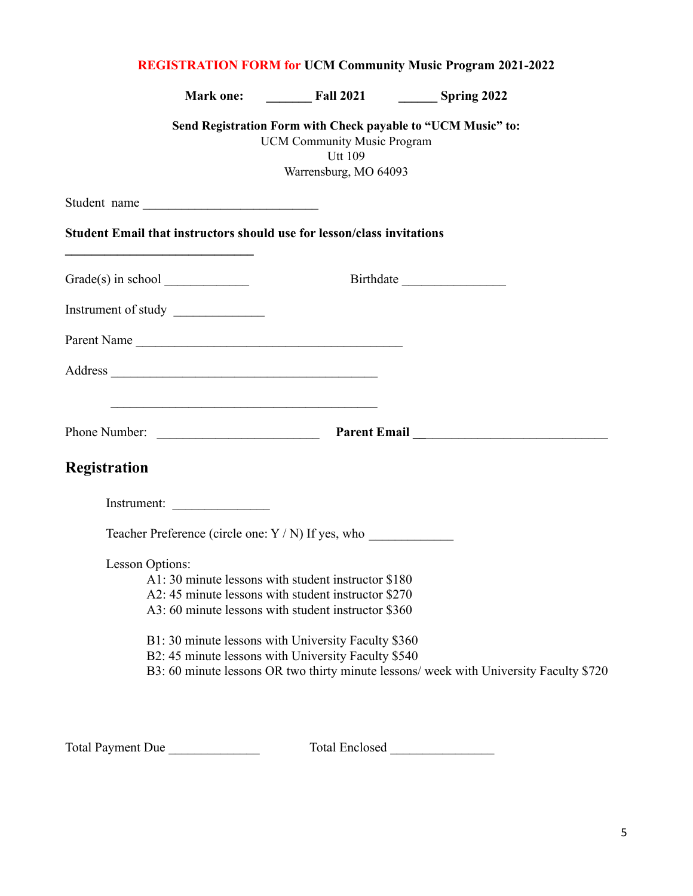**REGISTRATION FORM for UCM Community Music Program 2021-2022**

**Mark one:** _______ **Fall 2021** ______ **Spring 2022**

**Send Registration Form with Check payable to "UCM Music" to:**
UCM Community Music Program
Utt 109
Warrensburg, MO 64093

Student name ___________________________

**Student Email that instructors should use for lesson/class invitations**

_____________________________

Grade(s) in school _____________ Birthdate ________________

Instrument of study ______________

Parent Name _________________________________________

Address _________________________________________

_________________________________________

Phone Number: _________________________ **Parent Email** ______________________________

## Registration

Instrument: _______________

Teacher Preference (circle one: Y / N) If yes, who _____________

Lesson Options:

A1: 30 minute lessons with student instructor $180
A2: 45 minute lessons with student instructor $270
A3: 60 minute lessons with student instructor $360

B1: 30 minute lessons with University Faculty $360
B2: 45 minute lessons with University Faculty $540
B3: 60 minute lessons OR two thirty minute lessons/ week with University Faculty $720

Total Payment Due ______________ Total Enclosed ________________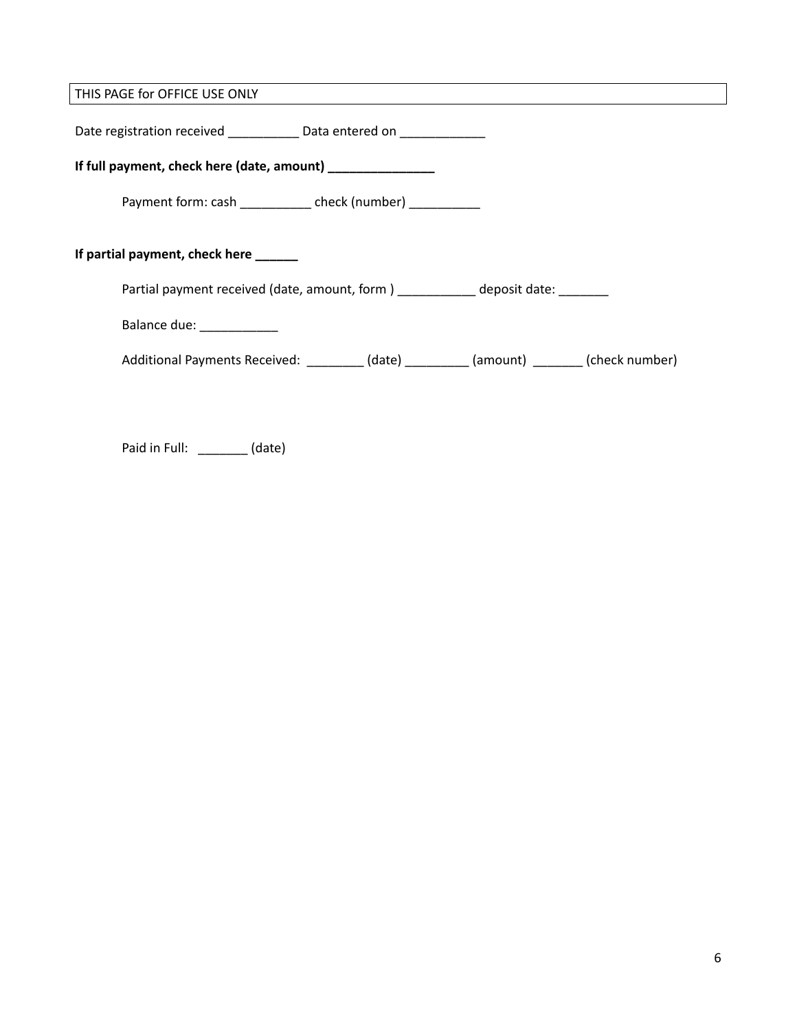THIS PAGE for OFFICE USE ONLY

Date registration received __________ Data entered on ____________

**If full payment, check here (date, amount) _______________**

Payment form: cash __________ check (number) __________

**If partial payment, check here ______**

Partial payment received (date, amount, form ) ___________ deposit date: _______

Balance due: ___________

Additional Payments Received: ________ (date) _________ (amount) _______ (check number)

Paid in Full: _______ (date)